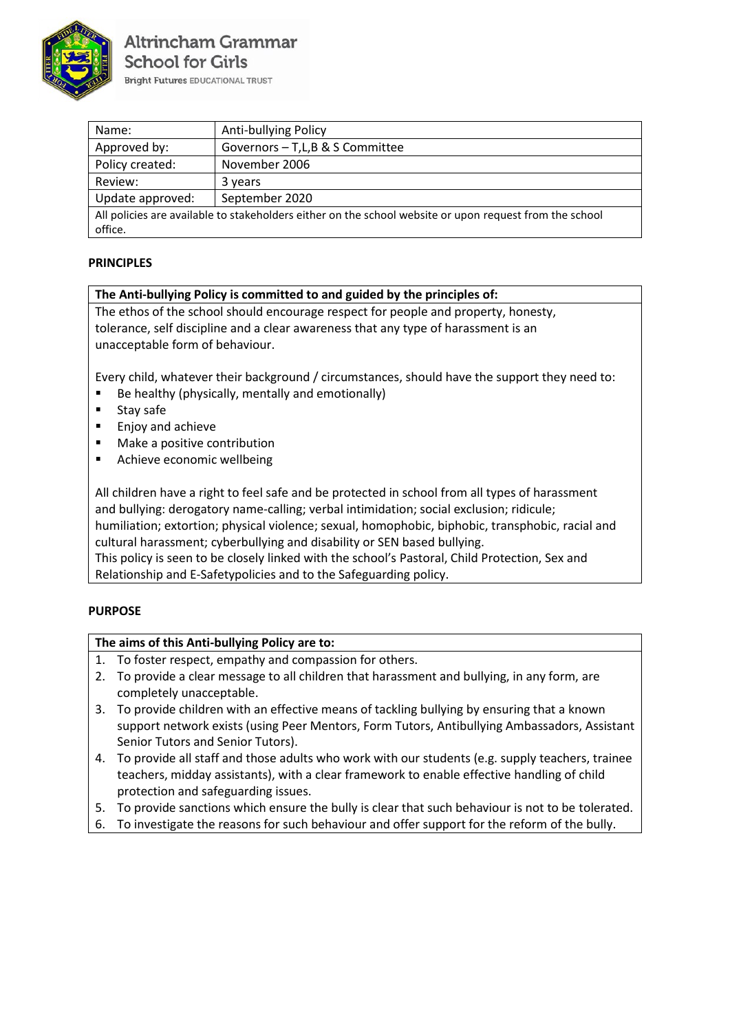Altrincham Grammar School for Girls
Bright Futures EDUCATIONAL TRUST

| Name: | Anti-bullying Policy |
| --- | --- |
| Approved by: | Governors – T,L,B & S Committee |
| Policy created: | November 2006 |
| Review: | 3 years |
| Update approved: | September 2020 |
| All policies are available to stakeholders either on the school website or upon request from the school office. | |

## PRINCIPLES

**The Anti-bullying Policy is committed to and guided by the principles of:**

The ethos of the school should encourage respect for people and property, honesty, tolerance, self discipline and a clear awareness that any type of harassment is an unacceptable form of behaviour.

Every child, whatever their background / circumstances, should have the support they need to:

- Be healthy (physically, mentally and emotionally)
- Stay safe
- Enjoy and achieve
- Make a positive contribution
- Achieve economic wellbeing

All children have a right to feel safe and be protected in school from all types of harassment and bullying: derogatory name-calling; verbal intimidation; social exclusion; ridicule; humiliation; extortion; physical violence; sexual, homophobic, biphobic, transphobic, racial and cultural harassment; cyberbullying and disability or SEN based bullying.
This policy is seen to be closely linked with the school's Pastoral, Child Protection, Sex and Relationship and E-Safetypolicies and to the Safeguarding policy.

## PURPOSE

**The aims of this Anti-bullying Policy are to:**

1. To foster respect, empathy and compassion for others.
2. To provide a clear message to all children that harassment and bullying, in any form, are completely unacceptable.
3. To provide children with an effective means of tackling bullying by ensuring that a known support network exists (using Peer Mentors, Form Tutors, Antibullying Ambassadors, Assistant Senior Tutors and Senior Tutors).
4. To provide all staff and those adults who work with our students (e.g. supply teachers, trainee teachers, midday assistants), with a clear framework to enable effective handling of child protection and safeguarding issues.
5. To provide sanctions which ensure the bully is clear that such behaviour is not to be tolerated.
6. To investigate the reasons for such behaviour and offer support for the reform of the bully.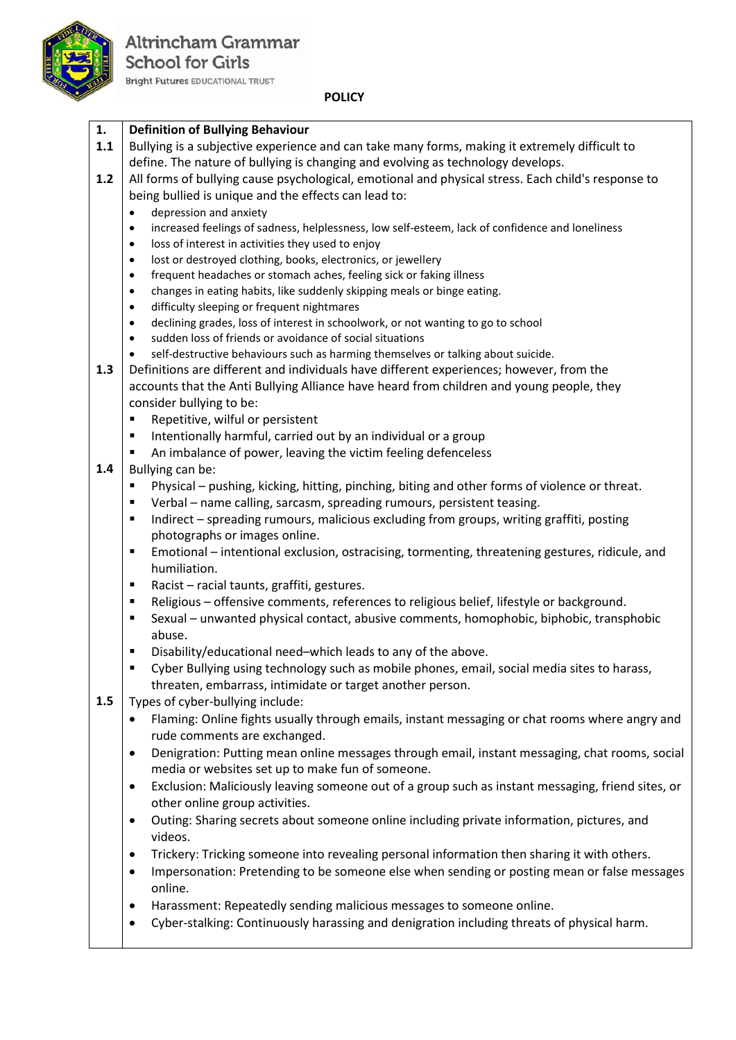**POLICY**

## 1. Definition of Bullying Behaviour

**1.1** Bullying is a subjective experience and can take many forms, making it extremely difficult to define. The nature of bullying is changing and evolving as technology develops.

**1.2** All forms of bullying cause psychological, emotional and physical stress. Each child's response to being bullied is unique and the effects can lead to:

- depression and anxiety
- increased feelings of sadness, helplessness, low self-esteem, lack of confidence and loneliness
- loss of interest in activities they used to enjoy
- lost or destroyed clothing, books, electronics, or jewellery
- frequent headaches or stomach aches, feeling sick or faking illness
- changes in eating habits, like suddenly skipping meals or binge eating.
- difficulty sleeping or frequent nightmares
- declining grades, loss of interest in schoolwork, or not wanting to go to school
- sudden loss of friends or avoidance of social situations
- self-destructive behaviours such as harming themselves or talking about suicide.

**1.3** Definitions are different and individuals have different experiences; however, from the accounts that the Anti Bullying Alliance have heard from children and young people, they consider bullying to be:

- Repetitive, wilful or persistent
- Intentionally harmful, carried out by an individual or a group
- An imbalance of power, leaving the victim feeling defenceless

**1.4** Bullying can be:

- Physical – pushing, kicking, hitting, pinching, biting and other forms of violence or threat.
- Verbal – name calling, sarcasm, spreading rumours, persistent teasing.
- Indirect – spreading rumours, malicious excluding from groups, writing graffiti, posting photographs or images online.
- Emotional – intentional exclusion, ostracising, tormenting, threatening gestures, ridicule, and humiliation.
- Racist – racial taunts, graffiti, gestures.
- Religious – offensive comments, references to religious belief, lifestyle or background.
- Sexual – unwanted physical contact, abusive comments, homophobic, biphobic, transphobic abuse.
- Disability/educational need–which leads to any of the above.
- Cyber Bullying using technology such as mobile phones, email, social media sites to harass, threaten, embarrass, intimidate or target another person.

**1.5** Types of cyber-bullying include:

- Flaming: Online fights usually through emails, instant messaging or chat rooms where angry and rude comments are exchanged.
- Denigration: Putting mean online messages through email, instant messaging, chat rooms, social media or websites set up to make fun of someone.
- Exclusion: Maliciously leaving someone out of a group such as instant messaging, friend sites, or other online group activities.
- Outing: Sharing secrets about someone online including private information, pictures, and videos.
- Trickery: Tricking someone into revealing personal information then sharing it with others.
- Impersonation: Pretending to be someone else when sending or posting mean or false messages online.
- Harassment: Repeatedly sending malicious messages to someone online.
- Cyber-stalking: Continuously harassing and denigration including threats of physical harm.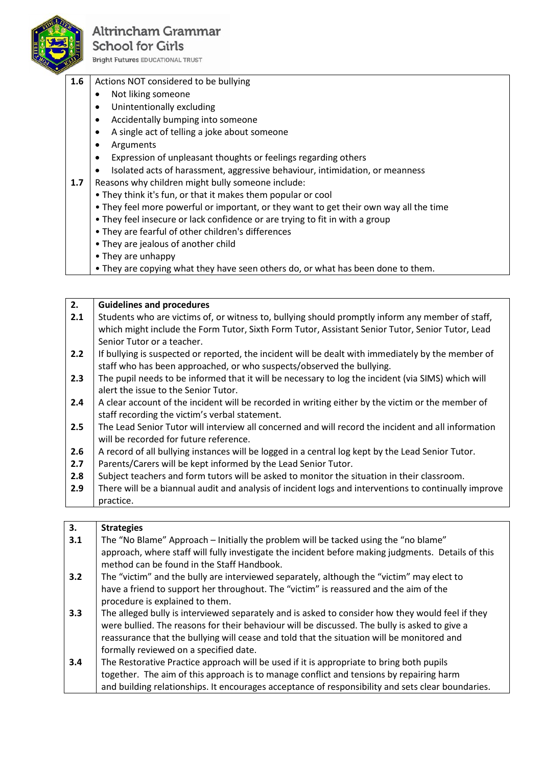| 1.6 | Actions NOT considered to be bullying<br>• Not liking someone<br>• Unintentionally excluding<br>• Accidentally bumping into someone<br>• A single act of telling a joke about someone<br>• Arguments<br>• Expression of unpleasant thoughts or feelings regarding others<br>• Isolated acts of harassment, aggressive behaviour, intimidation, or meanness |
|---|---|
| 1.7 | Reasons why children might bully someone include:<br>• They think it's fun, or that it makes them popular or cool<br>• They feel more powerful or important, or they want to get their own way all the time<br>• They feel insecure or lack confidence or are trying to fit in with a group<br>• They are fearful of other children's differences<br>• They are jealous of another child<br>• They are unhappy<br>• They are copying what they have seen others do, or what has been done to them. |

| 2. | **Guidelines and procedures** |
|---|---|
| 2.1 | Students who are victims of, or witness to, bullying should promptly inform any member of staff, which might include the Form Tutor, Sixth Form Tutor, Assistant Senior Tutor, Senior Tutor, Lead Senior Tutor or a teacher. |
| 2.2 | If bullying is suspected or reported, the incident will be dealt with immediately by the member of staff who has been approached, or who suspects/observed the bullying. |
| 2.3 | The pupil needs to be informed that it will be necessary to log the incident (via SIMS) which will alert the issue to the Senior Tutor. |
| 2.4 | A clear account of the incident will be recorded in writing either by the victim or the member of staff recording the victim's verbal statement. |
| 2.5 | The Lead Senior Tutor will interview all concerned and will record the incident and all information will be recorded for future reference. |
| 2.6 | A record of all bullying instances will be logged in a central log kept by the Lead Senior Tutor. |
| 2.7 | Parents/Carers will be kept informed by the Lead Senior Tutor. |
| 2.8 | Subject teachers and form tutors will be asked to monitor the situation in their classroom. |
| 2.9 | There will be a biannual audit and analysis of incident logs and interventions to continually improve practice. |

| 3. | **Strategies** |
|---|---|
| 3.1 | The "No Blame" Approach – Initially the problem will be tacked using the "no blame" approach, where staff will fully investigate the incident before making judgments. Details of this method can be found in the Staff Handbook. |
| 3.2 | The "victim" and the bully are interviewed separately, although the "victim" may elect to have a friend to support her throughout. The "victim" is reassured and the aim of the procedure is explained to them. |
| 3.3 | The alleged bully is interviewed separately and is asked to consider how they would feel if they were bullied. The reasons for their behaviour will be discussed. The bully is asked to give a reassurance that the bullying will cease and told that the situation will be monitored and formally reviewed on a specified date. |
| 3.4 | The Restorative Practice approach will be used if it is appropriate to bring both pupils together. The aim of this approach is to manage conflict and tensions by repairing harm and building relationships. It encourages acceptance of responsibility and sets clear boundaries. |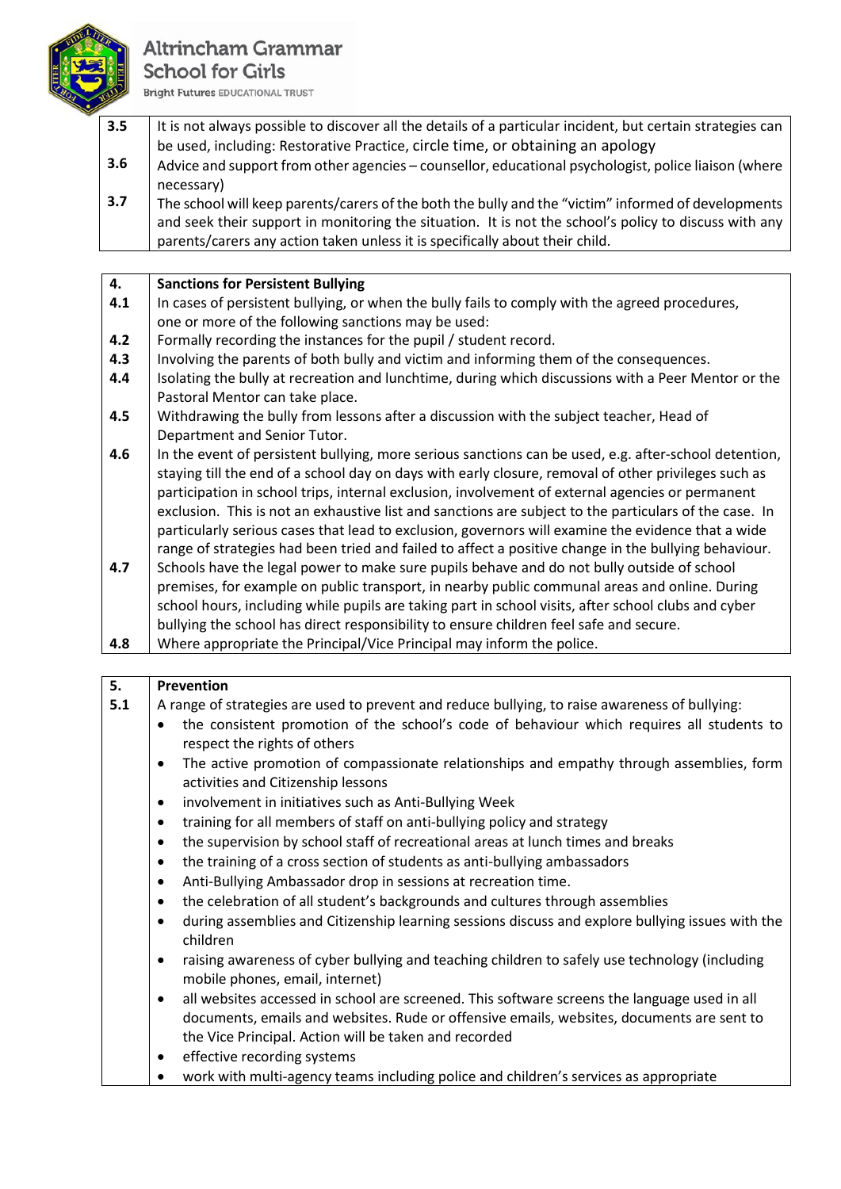| | |
|---|---|
| **3.5** | It is not always possible to discover all the details of a particular incident, but certain strategies can be used, including: Restorative Practice, circle time, or obtaining an apology |
| **3.6** | Advice and support from other agencies – counsellor, educational psychologist, police liaison (where necessary) |
| **3.7** | The school will keep parents/carers of the both the bully and the "victim" informed of developments and seek their support in monitoring the situation. It is not the school's policy to discuss with any parents/carers any action taken unless it is specifically about their child. |

| | |
|---|---|
| **4.** | **Sanctions for Persistent Bullying** |
| **4.1** | In cases of persistent bullying, or when the bully fails to comply with the agreed procedures, one or more of the following sanctions may be used: |
| **4.2** | Formally recording the instances for the pupil / student record. |
| **4.3** | Involving the parents of both bully and victim and informing them of the consequences. |
| **4.4** | Isolating the bully at recreation and lunchtime, during which discussions with a Peer Mentor or the Pastoral Mentor can take place. |
| **4.5** | Withdrawing the bully from lessons after a discussion with the subject teacher, Head of Department and Senior Tutor. |
| **4.6** | In the event of persistent bullying, more serious sanctions can be used, e.g. after-school detention, staying till the end of a school day on days with early closure, removal of other privileges such as participation in school trips, internal exclusion, involvement of external agencies or permanent exclusion. This is not an exhaustive list and sanctions are subject to the particulars of the case. In particularly serious cases that lead to exclusion, governors will examine the evidence that a wide range of strategies had been tried and failed to affect a positive change in the bullying behaviour. |
| **4.7** | Schools have the legal power to make sure pupils behave and do not bully outside of school premises, for example on public transport, in nearby public communal areas and online. During school hours, including while pupils are taking part in school visits, after school clubs and cyber bullying the school has direct responsibility to ensure children feel safe and secure. |
| **4.8** | Where appropriate the Principal/Vice Principal may inform the police. |

| | |
|---|---|
| **5.** | **Prevention** |
| **5.1** | A range of strategies are used to prevent and reduce bullying, to raise awareness of bullying:<br>• the consistent promotion of the school's code of behaviour which requires all students to respect the rights of others<br>• The active promotion of compassionate relationships and empathy through assemblies, form activities and Citizenship lessons<br>• involvement in initiatives such as Anti-Bullying Week<br>• training for all members of staff on anti-bullying policy and strategy<br>• the supervision by school staff of recreational areas at lunch times and breaks<br>• the training of a cross section of students as anti-bullying ambassadors<br>• Anti-Bullying Ambassador drop in sessions at recreation time.<br>• the celebration of all student's backgrounds and cultures through assemblies<br>• during assemblies and Citizenship learning sessions discuss and explore bullying issues with the children<br>• raising awareness of cyber bullying and teaching children to safely use technology (including mobile phones, email, internet)<br>• all websites accessed in school are screened. This software screens the language used in all documents, emails and websites. Rude or offensive emails, websites, documents are sent to the Vice Principal. Action will be taken and recorded<br>• effective recording systems<br>• work with multi-agency teams including police and children's services as appropriate |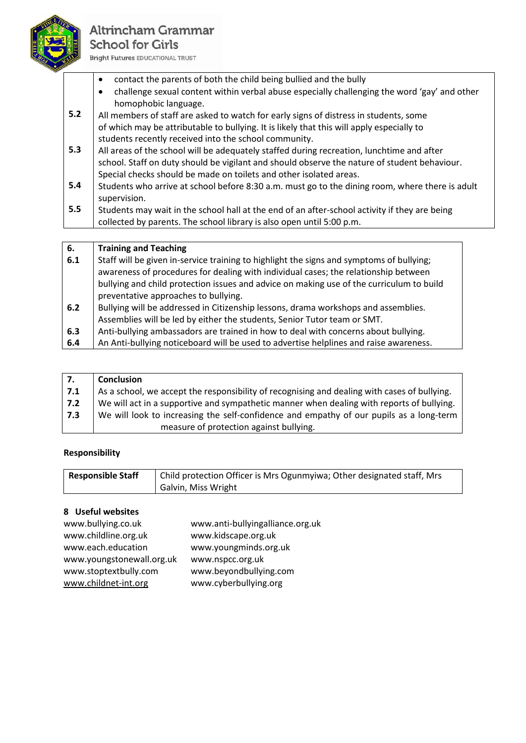| | |
|---|---|
| | • contact the parents of both the child being bullied and the bully<br>• challenge sexual content within verbal abuse especially challenging the word 'gay' and other homophobic language. |
| 5.2 | All members of staff are asked to watch for early signs of distress in students, some of which may be attributable to bullying. It is likely that this will apply especially to students recently received into the school community. |
| 5.3 | All areas of the school will be adequately staffed during recreation, lunchtime and after school. Staff on duty should be vigilant and should observe the nature of student behaviour. Special checks should be made on toilets and other isolated areas. |
| 5.4 | Students who arrive at school before 8:30 a.m. must go to the dining room, where there is adult supervision. |
| 5.5 | Students may wait in the school hall at the end of an after-school activity if they are being collected by parents. The school library is also open until 5:00 p.m. |

| **6.** | **Training and Teaching** |
|---|---|
| **6.1** | Staff will be given in-service training to highlight the signs and symptoms of bullying; awareness of procedures for dealing with individual cases; the relationship between bullying and child protection issues and advice on making use of the curriculum to build preventative approaches to bullying. |
| **6.2** | Bullying will be addressed in Citizenship lessons, drama workshops and assemblies. Assemblies will be led by either the students, Senior Tutor team or SMT. |
| **6.3** | Anti-bullying ambassadors are trained in how to deal with concerns about bullying. |
| **6.4** | An Anti-bullying noticeboard will be used to advertise helplines and raise awareness. |

| **7.** | **Conclusion** |
|---|---|
| **7.1** | As a school, we accept the responsibility of recognising and dealing with cases of bullying. |
| **7.2** | We will act in a supportive and sympathetic manner when dealing with reports of bullying. |
| **7.3** | We will look to increasing the self-confidence and empathy of our pupils as a long-term measure of protection against bullying. |

**Responsibility**

| | |
|---|---|
| **Responsible Staff** | Child protection Officer is Mrs Ogunmyiwa; Other designated staff, Mrs Galvin, Miss Wright |

**8 Useful websites**

www.bullying.co.uk
www.childline.org.uk
www.each.education
www.youngstonewall.org.uk
www.stoptextbully.com
www.childnet-int.org
www.anti-bullyingalliance.org.uk
www.kidscape.org.uk
www.youngminds.org.uk
www.nspcc.org.uk
www.beyondbullying.com
www.cyberbullying.org